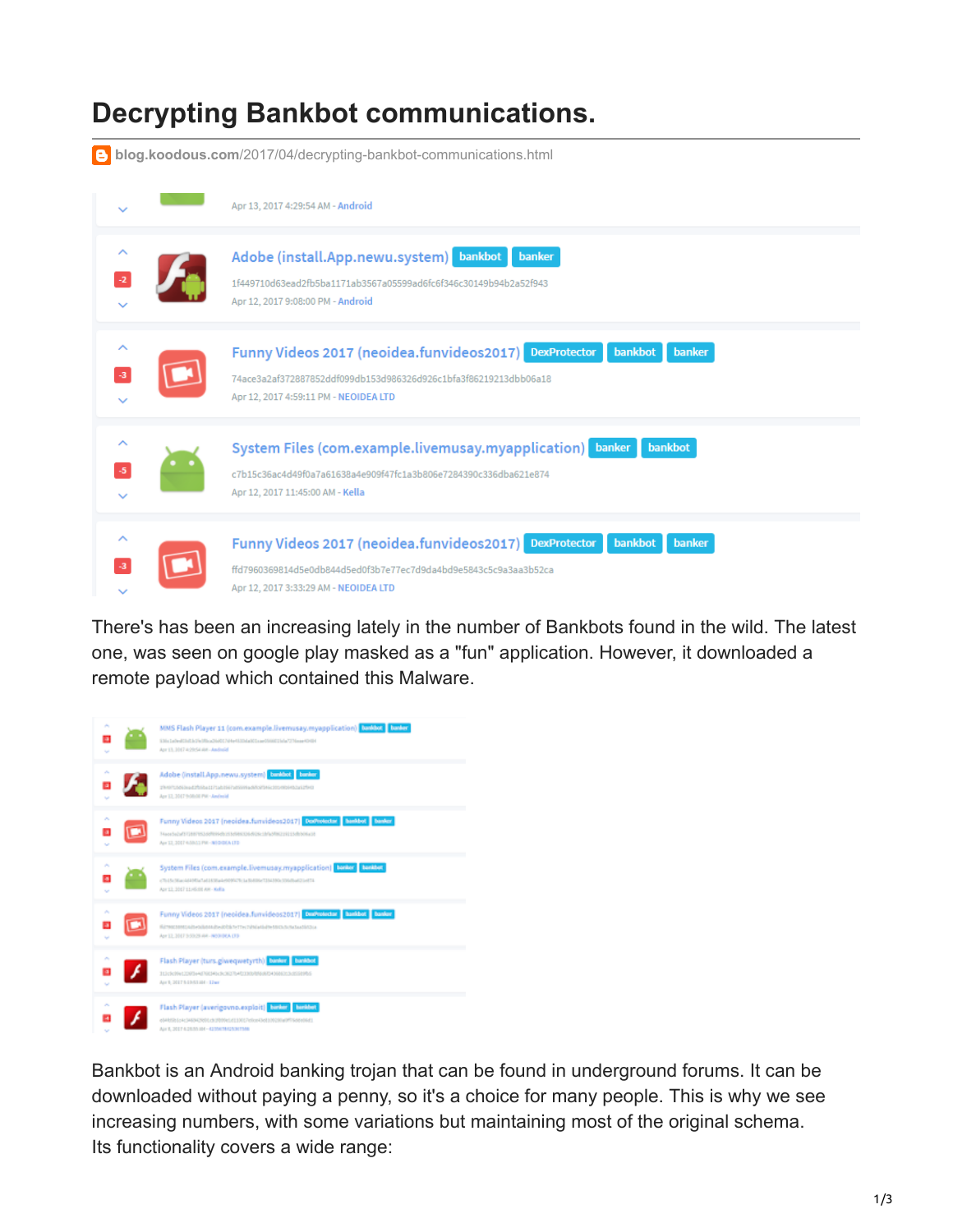# Decrypting Bankbot communications.

blog.koodous.com/2017/04/decrypting-bankbot-communications.html

Apr 13, 2017 4:29:54 AM - Android

Adobe (install.App.newu.system) bankbot banker
1f449710d63ead2fb5ba1171ab3567a05599ad6fc6f346c30149b94b2a52f943
Apr 12, 2017 9:08:00 PM - Android

Funny Videos 2017 (neoidea.funvideos2017) DexProtector bankbot banker
74ace3a2af372887852ddf099db153d986326d926c1bfa3f86219213dbb06a18
Apr 12, 2017 4:59:11 PM - NEOIDEA LTD

System Files (com.example.livemusay.myapplication) banker bankbot
c7b15c36ac4d49f0a7a61638a4e909f47fc1a3b806e7284390c336dba621e874
Apr 12, 2017 11:45:00 AM - Kella

Funny Videos 2017 (neoidea.funvideos2017) DexProtector bankbot banker
ffd7960369814d5e0db844d5ed0f3b7e77ec7d9da4bd9e5843c5c9a3aa3b52ca
Apr 12, 2017 3:33:29 AM - NEOIDEA LTD

There's has been an increasing lately in the number of Bankbots found in the wild. The latest one, was seen on google play masked as a "fun" application. However, it downloaded a remote payload which contained this Malware.

Bankbot is an Android banking trojan that can be found in underground forums. It can be downloaded without paying a penny, so it's a choice for many people. This is why we see increasing numbers, with some variations but maintaining most of the original schema.
Its functionality covers a wide range: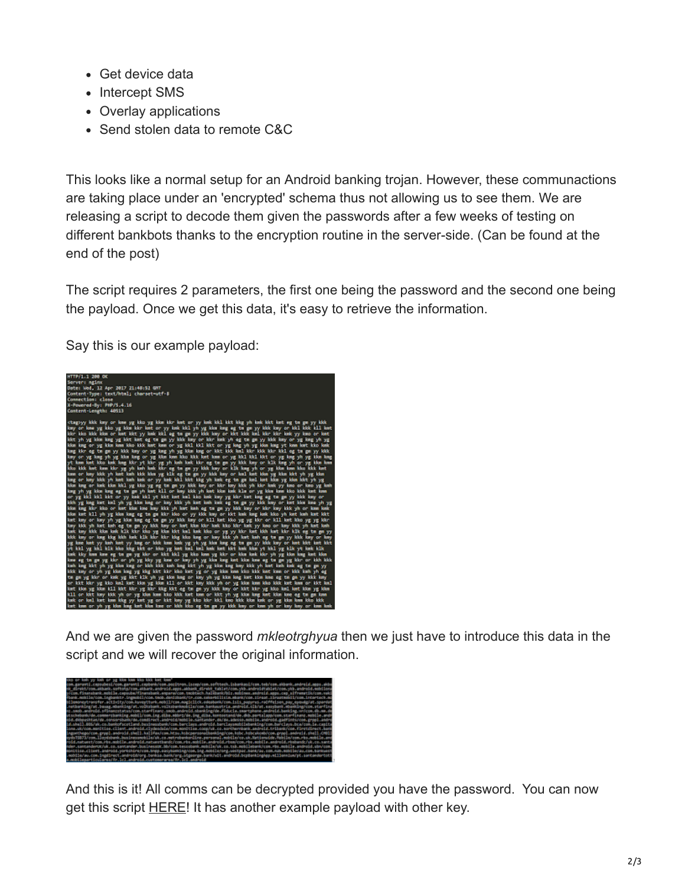- Get device data
- Intercept SMS
- Overlay applications
- Send stolen data to remote C&C

This looks like a normal setup for an Android banking trojan. However, these communactions are taking place under an 'encrypted' schema thus not allowing us to see them. We are releasing a script to decode them given the passwords after a few weeks of testing on different bankbots thanks to the encryption routine in the server-side. (Can be found at the end of the post)

The script requires 2 parameters, the first one being the password and the second one being the payload. Once we get this data, it's easy to retrieve the information.

Say this is our example payload:

And we are given the password *mkleotrghyua* then we just have to introduce this data in the script and we will recover the original information.

And this is it! All comms can be decrypted provided you have the password. You can now get this script HERE! It has another example payload with other key.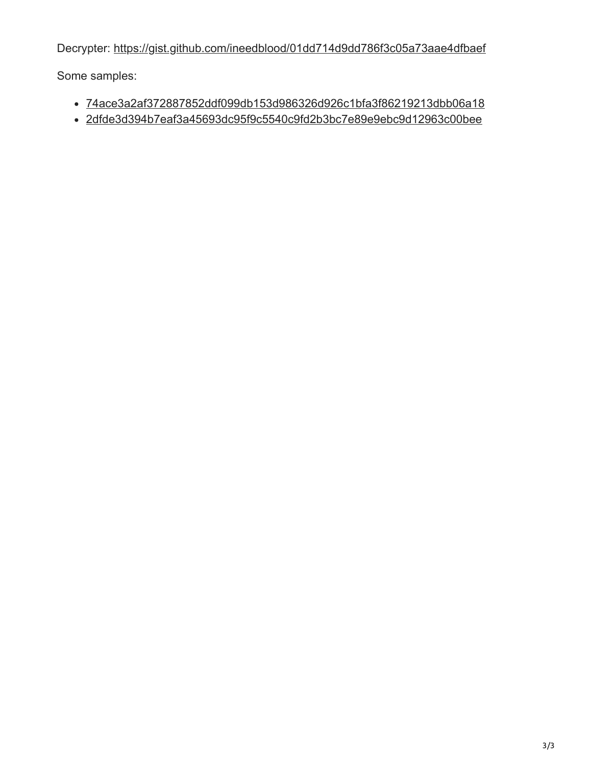Decrypter: https://gist.github.com/ineedblood/01dd714d9dd786f3c05a73aae4dfbaef

Some samples:

- 74ace3a2af372887852ddf099db153d986326d926c1bfa3f86219213dbb06a18
- 2dfde3d394b7eaf3a45693dc95f9c5540c9fd2b3bc7e89e9ebc9d12963c00bee